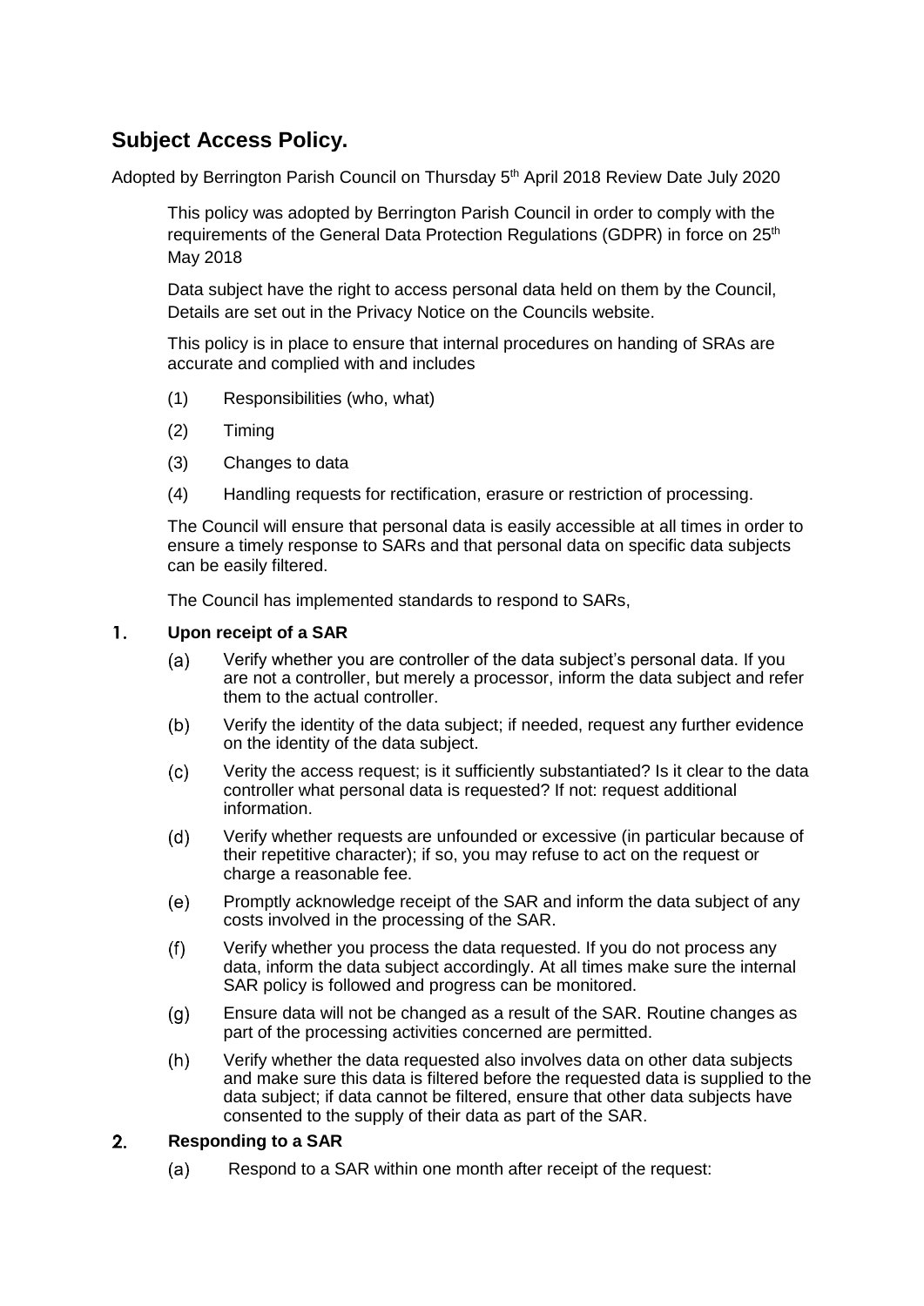## Subject Access Policy.

Adopted by Berrington Parish Council on Thursday 5th April 2018 Review Date July 2020

This policy was adopted by Berrington Parish Council in order to comply with the requirements of the General Data Protection Regulations (GDPR) in force on 25th May 2018

Data subject have the right to access personal data held on them by the Council, Details are set out in the Privacy Notice on the Councils website.

This policy is in place to ensure that internal procedures on handing of SRAs are accurate and complied with and includes

(1) Responsibilities (who, what)

(2) Timing

(3) Changes to data

(4) Handling requests for rectification, erasure or restriction of processing.

The Council will ensure that personal data is easily accessible at all times in order to ensure a timely response to SARs and that personal data on specific data subjects can be easily filtered.

The Council has implemented standards to respond to SARs,

### 1. Upon receipt of a SAR

(a) Verify whether you are controller of the data subject's personal data. If you are not a controller, but merely a processor, inform the data subject and refer them to the actual controller.

(b) Verify the identity of the data subject; if needed, request any further evidence on the identity of the data subject.

(c) Verity the access request; is it sufficiently substantiated? Is it clear to the data controller what personal data is requested? If not: request additional information.

(d) Verify whether requests are unfounded or excessive (in particular because of their repetitive character); if so, you may refuse to act on the request or charge a reasonable fee.

(e) Promptly acknowledge receipt of the SAR and inform the data subject of any costs involved in the processing of the SAR.

(f) Verify whether you process the data requested. If you do not process any data, inform the data subject accordingly. At all times make sure the internal SAR policy is followed and progress can be monitored.

(g) Ensure data will not be changed as a result of the SAR. Routine changes as part of the processing activities concerned are permitted.

(h) Verify whether the data requested also involves data on other data subjects and make sure this data is filtered before the requested data is supplied to the data subject; if data cannot be filtered, ensure that other data subjects have consented to the supply of their data as part of the SAR.

### 2. Responding to a SAR

(a) Respond to a SAR within one month after receipt of the request: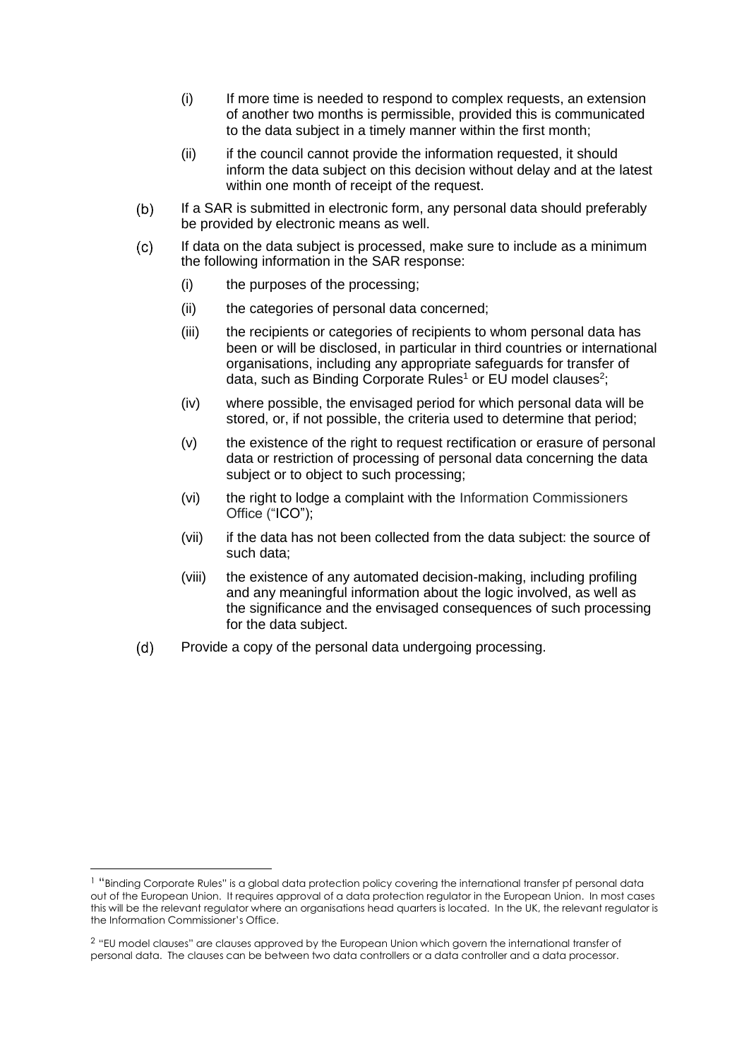(i) If more time is needed to respond to complex requests, an extension of another two months is permissible, provided this is communicated to the data subject in a timely manner within the first month;

(ii) if the council cannot provide the information requested, it should inform the data subject on this decision without delay and at the latest within one month of receipt of the request.

(b) If a SAR is submitted in electronic form, any personal data should preferably be provided by electronic means as well.

(c) If data on the data subject is processed, make sure to include as a minimum the following information in the SAR response:

(i) the purposes of the processing;

(ii) the categories of personal data concerned;

(iii) the recipients or categories of recipients to whom personal data has been or will be disclosed, in particular in third countries or international organisations, including any appropriate safeguards for transfer of data, such as Binding Corporate Rules[1] or EU model clauses[2];

(iv) where possible, the envisaged period for which personal data will be stored, or, if not possible, the criteria used to determine that period;

(v) the existence of the right to request rectification or erasure of personal data or restriction of processing of personal data concerning the data subject or to object to such processing;

(vi) the right to lodge a complaint with the Information Commissioners Office ("ICO");

(vii) if the data has not been collected from the data subject: the source of such data;

(viii) the existence of any automated decision-making, including profiling and any meaningful information about the logic involved, as well as the significance and the envisaged consequences of such processing for the data subject.

(d) Provide a copy of the personal data undergoing processing.

---

[1] "Binding Corporate Rules" is a global data protection policy covering the international transfer pf personal data out of the European Union. It requires approval of a data protection regulator in the European Union. In most cases this will be the relevant regulator where an organisations head quarters is located. In the UK, the relevant regulator is the Information Commissioner's Office.

[2] "EU model clauses" are clauses approved by the European Union which govern the international transfer of personal data. The clauses can be between two data controllers or a data controller and a data processor.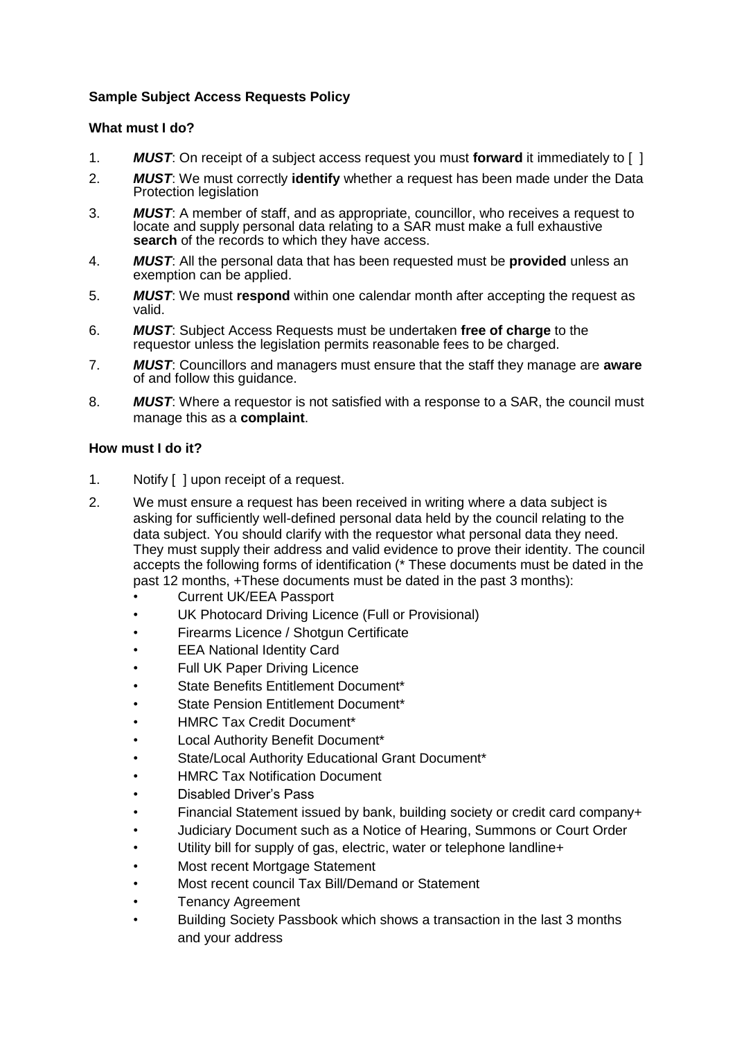**Sample Subject Access Requests Policy**

**What must I do?**

1. ***MUST***: On receipt of a subject access request you must **forward** it immediately to [ ]
2. ***MUST***: We must correctly **identify** whether a request has been made under the Data Protection legislation
3. ***MUST***: A member of staff, and as appropriate, councillor, who receives a request to locate and supply personal data relating to a SAR must make a full exhaustive **search** of the records to which they have access.
4. ***MUST***: All the personal data that has been requested must be **provided** unless an exemption can be applied.
5. ***MUST***: We must **respond** within one calendar month after accepting the request as valid.
6. ***MUST***: Subject Access Requests must be undertaken **free of charge** to the requestor unless the legislation permits reasonable fees to be charged.
7. ***MUST***: Councillors and managers must ensure that the staff they manage are **aware** of and follow this guidance.
8. ***MUST***: Where a requestor is not satisfied with a response to a SAR, the council must manage this as a **complaint**.

**How must I do it?**

1. Notify [ ] upon receipt of a request.
2. We must ensure a request has been received in writing where a data subject is asking for sufficiently well-defined personal data held by the council relating to the data subject. You should clarify with the requestor what personal data they need. They must supply their address and valid evidence to prove their identity. The council accepts the following forms of identification (* These documents must be dated in the past 12 months, +These documents must be dated in the past 3 months):
   - Current UK/EEA Passport
   - UK Photocard Driving Licence (Full or Provisional)
   - Firearms Licence / Shotgun Certificate
   - EEA National Identity Card
   - Full UK Paper Driving Licence
   - State Benefits Entitlement Document*
   - State Pension Entitlement Document*
   - HMRC Tax Credit Document*
   - Local Authority Benefit Document*
   - State/Local Authority Educational Grant Document*
   - HMRC Tax Notification Document
   - Disabled Driver's Pass
   - Financial Statement issued by bank, building society or credit card company+
   - Judiciary Document such as a Notice of Hearing, Summons or Court Order
   - Utility bill for supply of gas, electric, water or telephone landline+
   - Most recent Mortgage Statement
   - Most recent council Tax Bill/Demand or Statement
   - Tenancy Agreement
   - Building Society Passbook which shows a transaction in the last 3 months and your address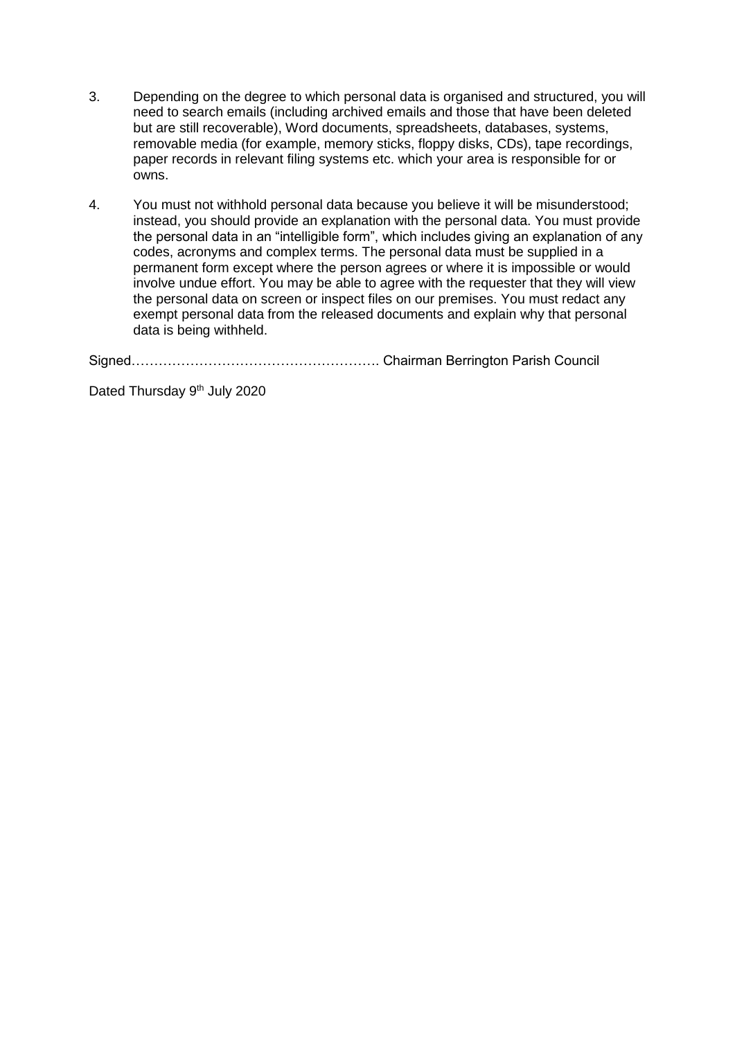3. Depending on the degree to which personal data is organised and structured, you will need to search emails (including archived emails and those that have been deleted but are still recoverable), Word documents, spreadsheets, databases, systems, removable media (for example, memory sticks, floppy disks, CDs), tape recordings, paper records in relevant filing systems etc. which your area is responsible for or owns.

4. You must not withhold personal data because you believe it will be misunderstood; instead, you should provide an explanation with the personal data. You must provide the personal data in an "intelligible form", which includes giving an explanation of any codes, acronyms and complex terms. The personal data must be supplied in a permanent form except where the person agrees or where it is impossible or would involve undue effort. You may be able to agree with the requester that they will view the personal data on screen or inspect files on our premises. You must redact any exempt personal data from the released documents and explain why that personal data is being withheld.

Signed………………………………………………. Chairman Berrington Parish Council

Dated Thursday 9th July 2020